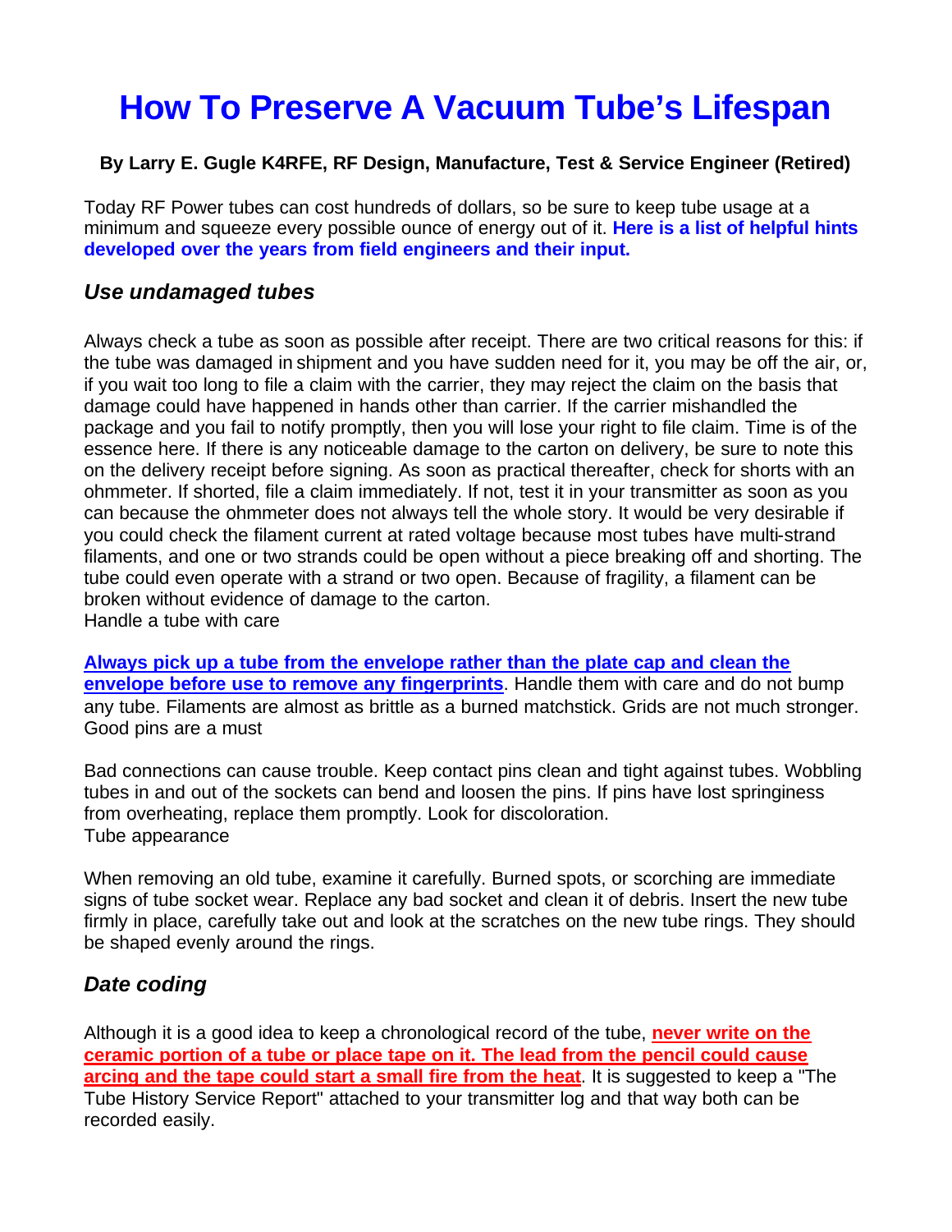# How To Preserve A Vacuum Tube's Lifespan

**By Larry E. Gugle K4RFE, RF Design, Manufacture, Test & Service Engineer (Retired)**

Today RF Power tubes can cost hundreds of dollars, so be sure to keep tube usage at a minimum and squeeze every possible ounce of energy out of it. **Here is a list of helpful hints developed over the years from field engineers and their input.**

## *Use undamaged tubes*

Always check a tube as soon as possible after receipt. There are two critical reasons for this: if the tube was damaged in shipment and you have sudden need for it, you may be off the air, or, if you wait too long to file a claim with the carrier, they may reject the claim on the basis that damage could have happened in hands other than carrier. If the carrier mishandled the package and you fail to notify promptly, then you will lose your right to file claim. Time is of the essence here. If there is any noticeable damage to the carton on delivery, be sure to note this on the delivery receipt before signing. As soon as practical thereafter, check for shorts with an ohmmeter. If shorted, file a claim immediately. If not, test it in your transmitter as soon as you can because the ohmmeter does not always tell the whole story. It would be very desirable if you could check the filament current at rated voltage because most tubes have multi-strand filaments, and one or two strands could be open without a piece breaking off and shorting. The tube could even operate with a strand or two open. Because of fragility, a filament can be broken without evidence of damage to the carton.

Handle a tube with care

**Always pick up a tube from the envelope rather than the plate cap and clean the envelope before use to remove any fingerprints**. Handle them with care and do not bump any tube. Filaments are almost as brittle as a burned matchstick. Grids are not much stronger.

Good pins are a must

Bad connections can cause trouble. Keep contact pins clean and tight against tubes. Wobbling tubes in and out of the sockets can bend and loosen the pins. If pins have lost springiness from overheating, replace them promptly. Look for discoloration.

Tube appearance

When removing an old tube, examine it carefully. Burned spots, or scorching are immediate signs of tube socket wear. Replace any bad socket and clean it of debris. Insert the new tube firmly in place, carefully take out and look at the scratches on the new tube rings. They should be shaped evenly around the rings.

## *Date coding*

Although it is a good idea to keep a chronological record of the tube, **never write on the ceramic portion of a tube or place tape on it. The lead from the pencil could cause arcing and the tape could start a small fire from the heat**. It is suggested to keep a "The Tube History Service Report" attached to your transmitter log and that way both can be recorded easily.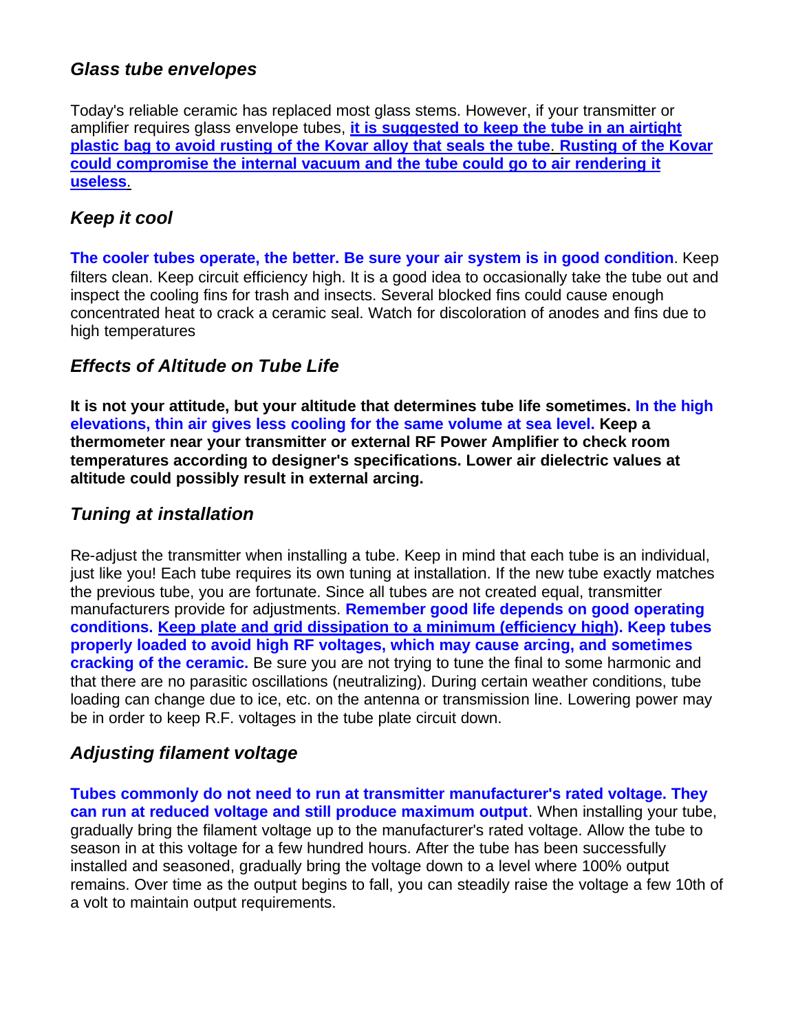### *Glass tube envelopes*

Today's reliable ceramic has replaced most glass stems. However, if your transmitter or amplifier requires glass envelope tubes, **it is suggested to keep the tube in an airtight plastic bag to avoid rusting of the Kovar alloy that seals the tube**. **Rusting of the Kovar could compromise the internal vacuum and the tube could go to air rendering it useless**.

### *Keep it cool*

**The cooler tubes operate, the better. Be sure your air system is in good condition**. Keep filters clean. Keep circuit efficiency high. It is a good idea to occasionally take the tube out and inspect the cooling fins for trash and insects. Several blocked fins could cause enough concentrated heat to crack a ceramic seal. Watch for discoloration of anodes and fins due to high temperatures

### *Effects of Altitude on Tube Life*

**It is not your attitude, but your altitude that determines tube life sometimes. In the high elevations, thin air gives less cooling for the same volume at sea level. Keep a thermometer near your transmitter or external RF Power Amplifier to check room temperatures according to designer's specifications. Lower air dielectric values at altitude could possibly result in external arcing.**

### *Tuning at installation*

Re-adjust the transmitter when installing a tube. Keep in mind that each tube is an individual, just like you! Each tube requires its own tuning at installation. If the new tube exactly matches the previous tube, you are fortunate. Since all tubes are not created equal, transmitter manufacturers provide for adjustments. **Remember good life depends on good operating conditions. Keep plate and grid dissipation to a minimum (efficiency high). Keep tubes properly loaded to avoid high RF voltages, which may cause arcing, and sometimes cracking of the ceramic.** Be sure you are not trying to tune the final to some harmonic and that there are no parasitic oscillations (neutralizing). During certain weather conditions, tube loading can change due to ice, etc. on the antenna or transmission line. Lowering power may be in order to keep R.F. voltages in the tube plate circuit down.

### *Adjusting filament voltage*

**Tubes commonly do not need to run at transmitter manufacturer's rated voltage. They can run at reduced voltage and still produce maximum output**. When installing your tube, gradually bring the filament voltage up to the manufacturer's rated voltage. Allow the tube to season in at this voltage for a few hundred hours. After the tube has been successfully installed and seasoned, gradually bring the voltage down to a level where 100% output remains. Over time as the output begins to fall, you can steadily raise the voltage a few 10th of a volt to maintain output requirements.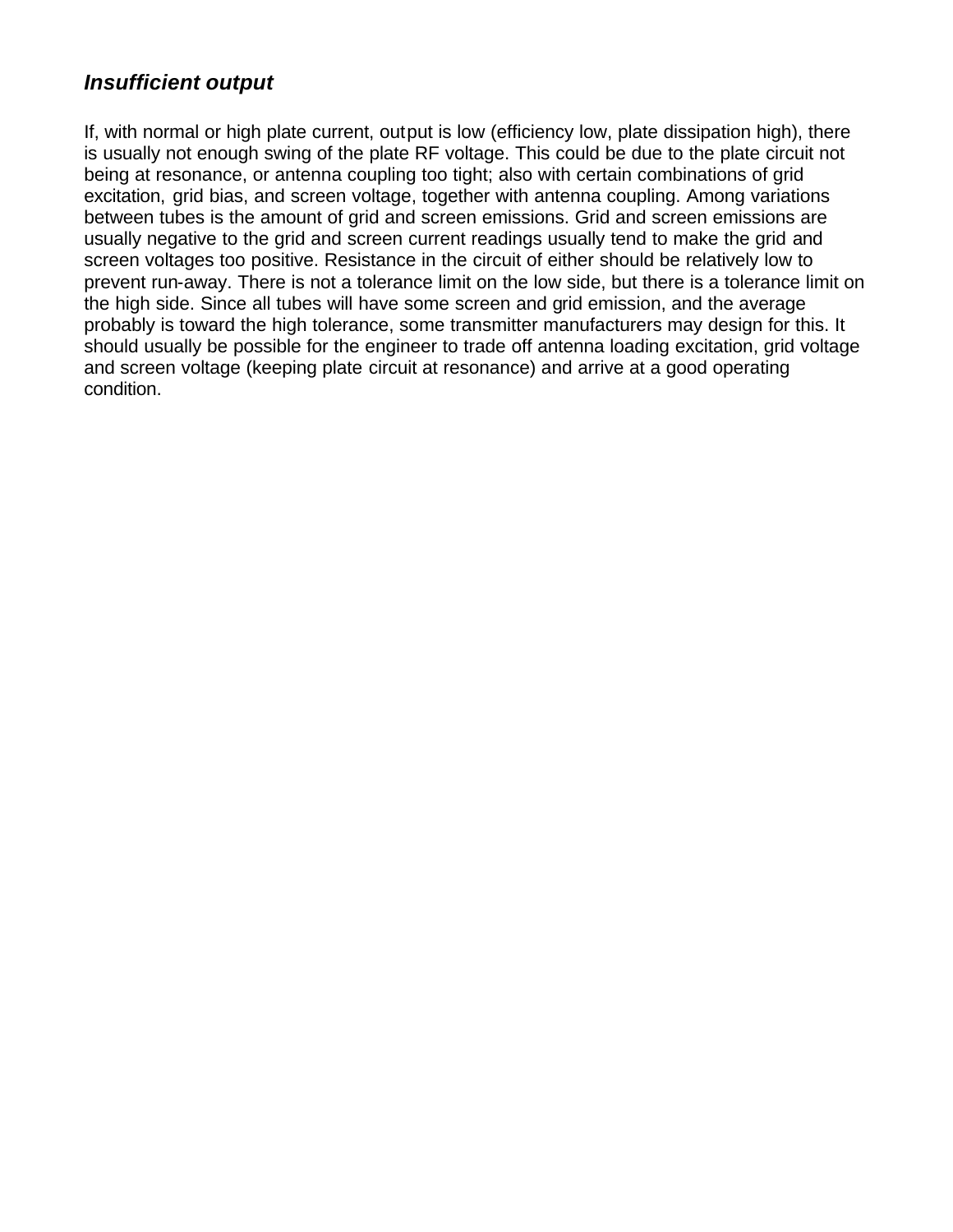### ***Insufficient output***

If, with normal or high plate current, output is low (efficiency low, plate dissipation high), there is usually not enough swing of the plate RF voltage. This could be due to the plate circuit not being at resonance, or antenna coupling too tight; also with certain combinations of grid excitation, grid bias, and screen voltage, together with antenna coupling. Among variations between tubes is the amount of grid and screen emissions. Grid and screen emissions are usually negative to the grid and screen current readings usually tend to make the grid and screen voltages too positive. Resistance in the circuit of either should be relatively low to prevent run-away. There is not a tolerance limit on the low side, but there is a tolerance limit on the high side. Since all tubes will have some screen and grid emission, and the average probably is toward the high tolerance, some transmitter manufacturers may design for this. It should usually be possible for the engineer to trade off antenna loading excitation, grid voltage and screen voltage (keeping plate circuit at resonance) and arrive at a good operating condition.